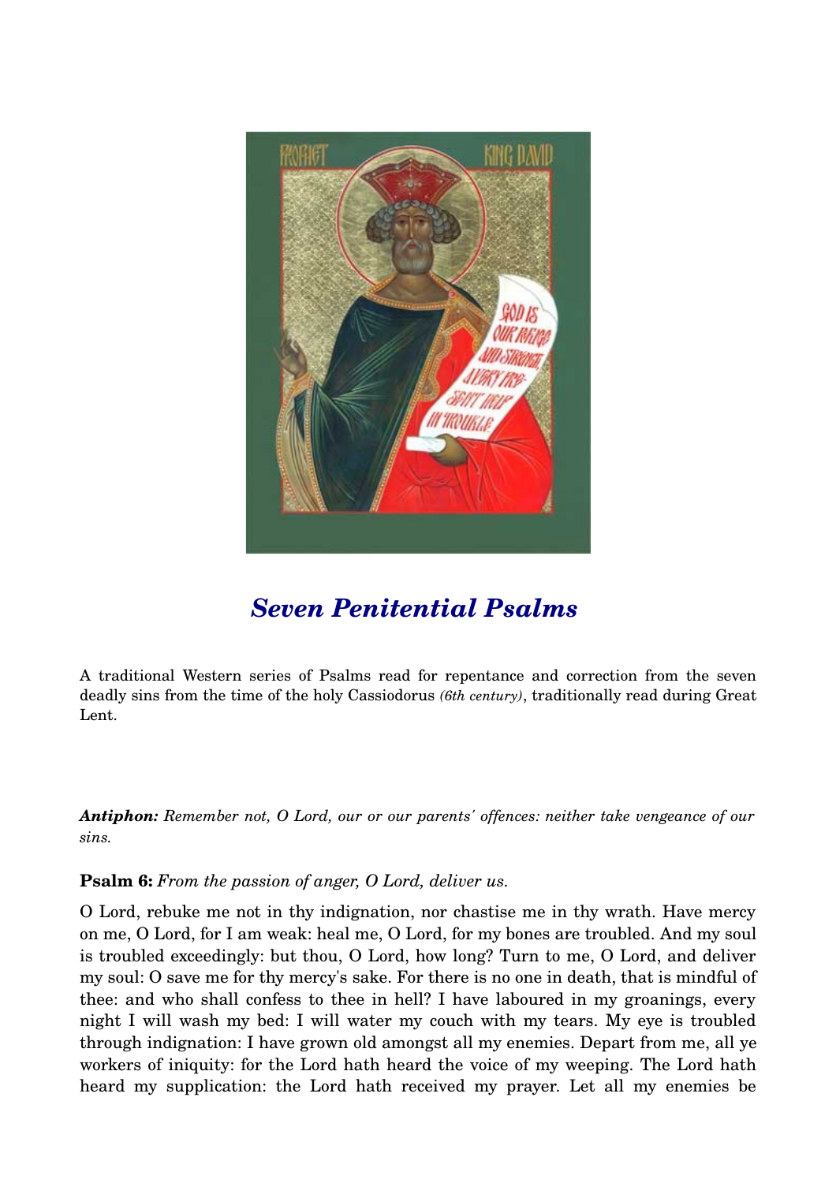# *Seven Penitential Psalms*

A traditional Western series of Psalms read for repentance and correction from the seven deadly sins from the time of the holy Cassiodorus *(6th century)*, traditionally read during Great Lent.

***Antiphon:*** *Remember not, O Lord, our or our parents' offences: neither take vengeance of our sins.*

**Psalm 6:** *From the passion of anger, O Lord, deliver us.*

O Lord, rebuke me not in thy indignation, nor chastise me in thy wrath. Have mercy on me, O Lord, for I am weak: heal me, O Lord, for my bones are troubled. And my soul is troubled exceedingly: but thou, O Lord, how long? Turn to me, O Lord, and deliver my soul: O save me for thy mercy's sake. For there is no one in death, that is mindful of thee: and who shall confess to thee in hell? I have laboured in my groanings, every night I will wash my bed: I will water my couch with my tears. My eye is troubled through indignation: I have grown old amongst all my enemies. Depart from me, all ye workers of iniquity: for the Lord hath heard the voice of my weeping. The Lord hath heard my supplication: the Lord hath received my prayer. Let all my enemies be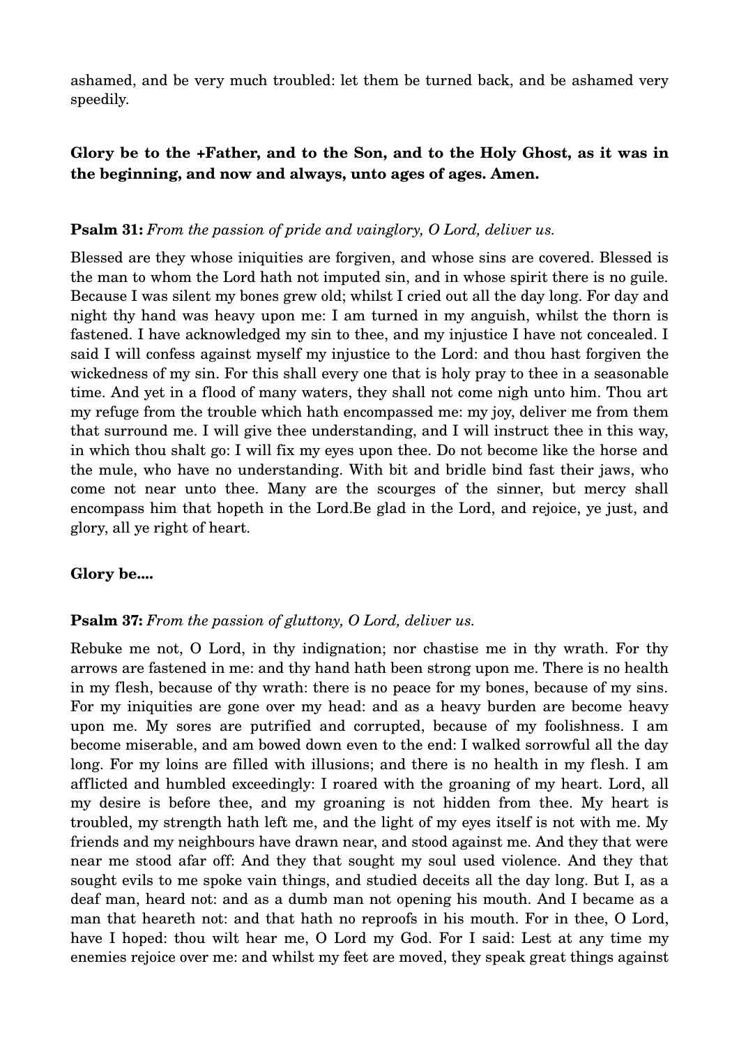ashamed, and be very much troubled: let them be turned back, and be ashamed very speedily.

**Glory be to the +Father, and to the Son, and to the Holy Ghost, as it was in the beginning, and now and always, unto ages of ages. Amen.**

**Psalm 31:** *From the passion of pride and vainglory, O Lord, deliver us.*

Blessed are they whose iniquities are forgiven, and whose sins are covered. Blessed is the man to whom the Lord hath not imputed sin, and in whose spirit there is no guile. Because I was silent my bones grew old; whilst I cried out all the day long. For day and night thy hand was heavy upon me: I am turned in my anguish, whilst the thorn is fastened. I have acknowledged my sin to thee, and my injustice I have not concealed. I said I will confess against myself my injustice to the Lord: and thou hast forgiven the wickedness of my sin. For this shall every one that is holy pray to thee in a seasonable time. And yet in a flood of many waters, they shall not come nigh unto him. Thou art my refuge from the trouble which hath encompassed me: my joy, deliver me from them that surround me. I will give thee understanding, and I will instruct thee in this way, in which thou shalt go: I will fix my eyes upon thee. Do not become like the horse and the mule, who have no understanding. With bit and bridle bind fast their jaws, who come not near unto thee. Many are the scourges of the sinner, but mercy shall encompass him that hopeth in the Lord.Be glad in the Lord, and rejoice, ye just, and glory, all ye right of heart.

**Glory be....**

**Psalm 37:** *From the passion of gluttony, O Lord, deliver us.*

Rebuke me not, O Lord, in thy indignation; nor chastise me in thy wrath. For thy arrows are fastened in me: and thy hand hath been strong upon me. There is no health in my flesh, because of thy wrath: there is no peace for my bones, because of my sins. For my iniquities are gone over my head: and as a heavy burden are become heavy upon me. My sores are putrified and corrupted, because of my foolishness. I am become miserable, and am bowed down even to the end: I walked sorrowful all the day long. For my loins are filled with illusions; and there is no health in my flesh. I am afflicted and humbled exceedingly: I roared with the groaning of my heart. Lord, all my desire is before thee, and my groaning is not hidden from thee. My heart is troubled, my strength hath left me, and the light of my eyes itself is not with me. My friends and my neighbours have drawn near, and stood against me. And they that were near me stood afar off: And they that sought my soul used violence. And they that sought evils to me spoke vain things, and studied deceits all the day long. But I, as a deaf man, heard not: and as a dumb man not opening his mouth. And I became as a man that heareth not: and that hath no reproofs in his mouth. For in thee, O Lord, have I hoped: thou wilt hear me, O Lord my God. For I said: Lest at any time my enemies rejoice over me: and whilst my feet are moved, they speak great things against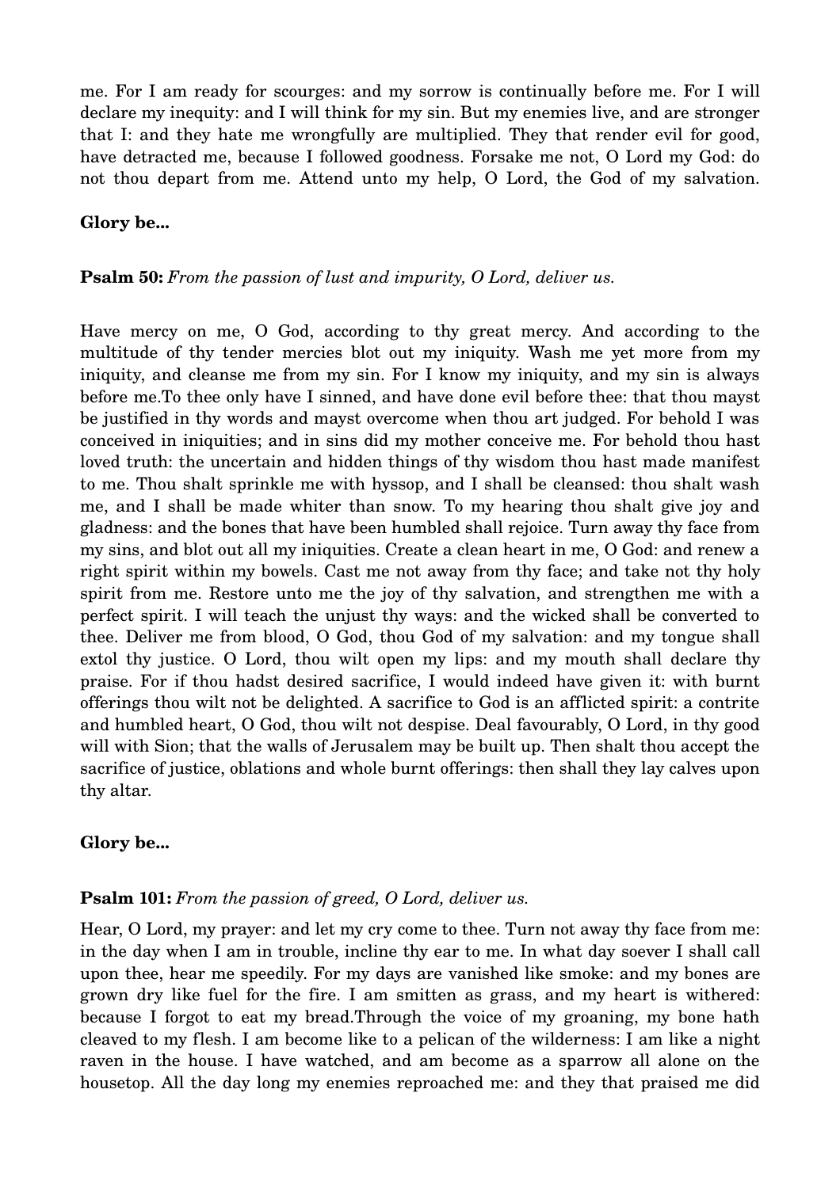me. For I am ready for scourges: and my sorrow is continually before me. For I will declare my inequity: and I will think for my sin. But my enemies live, and are stronger that I: and they hate me wrongfully are multiplied. They that render evil for good, have detracted me, because I followed goodness. Forsake me not, O Lord my God: do not thou depart from me. Attend unto my help, O Lord, the God of my salvation.

**Glory be...**

**Psalm 50:** *From the passion of lust and impurity, O Lord, deliver us.*

Have mercy on me, O God, according to thy great mercy. And according to the multitude of thy tender mercies blot out my iniquity. Wash me yet more from my iniquity, and cleanse me from my sin. For I know my iniquity, and my sin is always before me.To thee only have I sinned, and have done evil before thee: that thou mayst be justified in thy words and mayst overcome when thou art judged. For behold I was conceived in iniquities; and in sins did my mother conceive me. For behold thou hast loved truth: the uncertain and hidden things of thy wisdom thou hast made manifest to me. Thou shalt sprinkle me with hyssop, and I shall be cleansed: thou shalt wash me, and I shall be made whiter than snow. To my hearing thou shalt give joy and gladness: and the bones that have been humbled shall rejoice. Turn away thy face from my sins, and blot out all my iniquities. Create a clean heart in me, O God: and renew a right spirit within my bowels. Cast me not away from thy face; and take not thy holy spirit from me. Restore unto me the joy of thy salvation, and strengthen me with a perfect spirit. I will teach the unjust thy ways: and the wicked shall be converted to thee. Deliver me from blood, O God, thou God of my salvation: and my tongue shall extol thy justice. O Lord, thou wilt open my lips: and my mouth shall declare thy praise. For if thou hadst desired sacrifice, I would indeed have given it: with burnt offerings thou wilt not be delighted. A sacrifice to God is an afflicted spirit: a contrite and humbled heart, O God, thou wilt not despise. Deal favourably, O Lord, in thy good will with Sion; that the walls of Jerusalem may be built up. Then shalt thou accept the sacrifice of justice, oblations and whole burnt offerings: then shall they lay calves upon thy altar.

**Glory be...**

**Psalm 101:** *From the passion of greed, O Lord, deliver us.*

Hear, O Lord, my prayer: and let my cry come to thee. Turn not away thy face from me: in the day when I am in trouble, incline thy ear to me. In what day soever I shall call upon thee, hear me speedily. For my days are vanished like smoke: and my bones are grown dry like fuel for the fire. I am smitten as grass, and my heart is withered: because I forgot to eat my bread.Through the voice of my groaning, my bone hath cleaved to my flesh. I am become like to a pelican of the wilderness: I am like a night raven in the house. I have watched, and am become as a sparrow all alone on the housetop. All the day long my enemies reproached me: and they that praised me did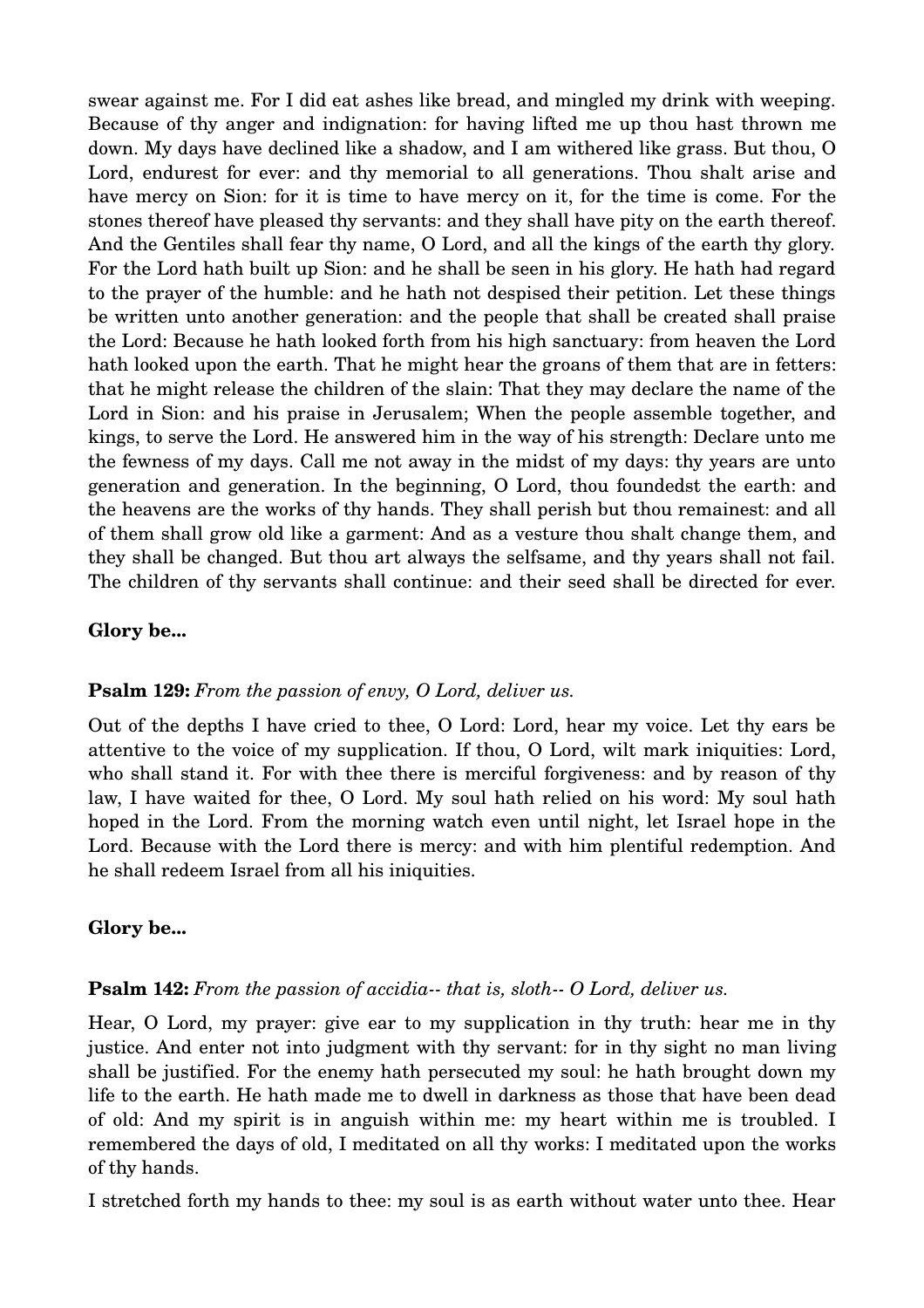swear against me. For I did eat ashes like bread, and mingled my drink with weeping. Because of thy anger and indignation: for having lifted me up thou hast thrown me down. My days have declined like a shadow, and I am withered like grass. But thou, O Lord, endurest for ever: and thy memorial to all generations. Thou shalt arise and have mercy on Sion: for it is time to have mercy on it, for the time is come. For the stones thereof have pleased thy servants: and they shall have pity on the earth thereof. And the Gentiles shall fear thy name, O Lord, and all the kings of the earth thy glory. For the Lord hath built up Sion: and he shall be seen in his glory. He hath had regard to the prayer of the humble: and he hath not despised their petition. Let these things be written unto another generation: and the people that shall be created shall praise the Lord: Because he hath looked forth from his high sanctuary: from heaven the Lord hath looked upon the earth. That he might hear the groans of them that are in fetters: that he might release the children of the slain: That they may declare the name of the Lord in Sion: and his praise in Jerusalem; When the people assemble together, and kings, to serve the Lord. He answered him in the way of his strength: Declare unto me the fewness of my days. Call me not away in the midst of my days: thy years are unto generation and generation. In the beginning, O Lord, thou foundedst the earth: and the heavens are the works of thy hands. They shall perish but thou remainest: and all of them shall grow old like a garment: And as a vesture thou shalt change them, and they shall be changed. But thou art always the selfsame, and thy years shall not fail. The children of thy servants shall continue: and their seed shall be directed for ever.

**Glory be...**

**Psalm 129:** *From the passion of envy, O Lord, deliver us.*

Out of the depths I have cried to thee, O Lord: Lord, hear my voice. Let thy ears be attentive to the voice of my supplication. If thou, O Lord, wilt mark iniquities: Lord, who shall stand it. For with thee there is merciful forgiveness: and by reason of thy law, I have waited for thee, O Lord. My soul hath relied on his word: My soul hath hoped in the Lord. From the morning watch even until night, let Israel hope in the Lord. Because with the Lord there is mercy: and with him plentiful redemption. And he shall redeem Israel from all his iniquities.

**Glory be...**

**Psalm 142:** *From the passion of accidia-- that is, sloth-- O Lord, deliver us.*

Hear, O Lord, my prayer: give ear to my supplication in thy truth: hear me in thy justice. And enter not into judgment with thy servant: for in thy sight no man living shall be justified. For the enemy hath persecuted my soul: he hath brought down my life to the earth. He hath made me to dwell in darkness as those that have been dead of old: And my spirit is in anguish within me: my heart within me is troubled. I remembered the days of old, I meditated on all thy works: I meditated upon the works of thy hands.

I stretched forth my hands to thee: my soul is as earth without water unto thee. Hear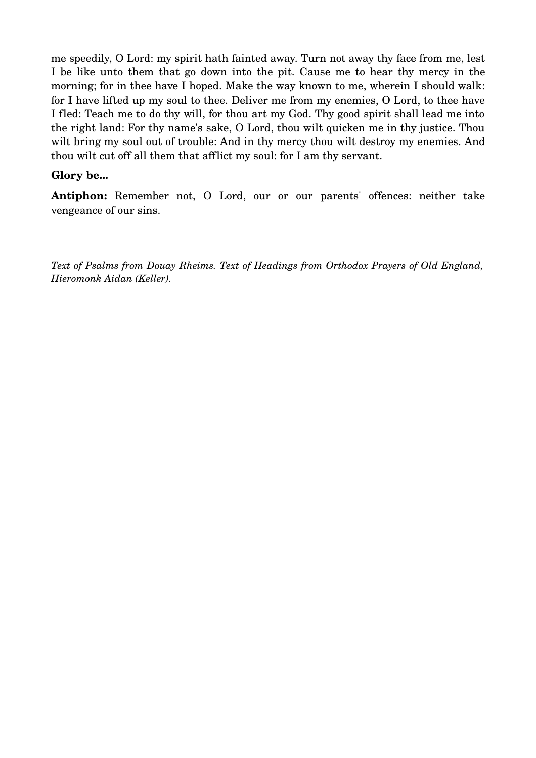me speedily, O Lord: my spirit hath fainted away. Turn not away thy face from me, lest I be like unto them that go down into the pit. Cause me to hear thy mercy in the morning; for in thee have I hoped. Make the way known to me, wherein I should walk: for I have lifted up my soul to thee. Deliver me from my enemies, O Lord, to thee have I fled: Teach me to do thy will, for thou art my God. Thy good spirit shall lead me into the right land: For thy name's sake, O Lord, thou wilt quicken me in thy justice. Thou wilt bring my soul out of trouble: And in thy mercy thou wilt destroy my enemies. And thou wilt cut off all them that afflict my soul: for I am thy servant.

**Glory be...**

**Antiphon:** Remember not, O Lord, our or our parents' offences: neither take vengeance of our sins.

*Text of Psalms from Douay Rheims. Text of Headings from Orthodox Prayers of Old England, Hieromonk Aidan (Keller).*